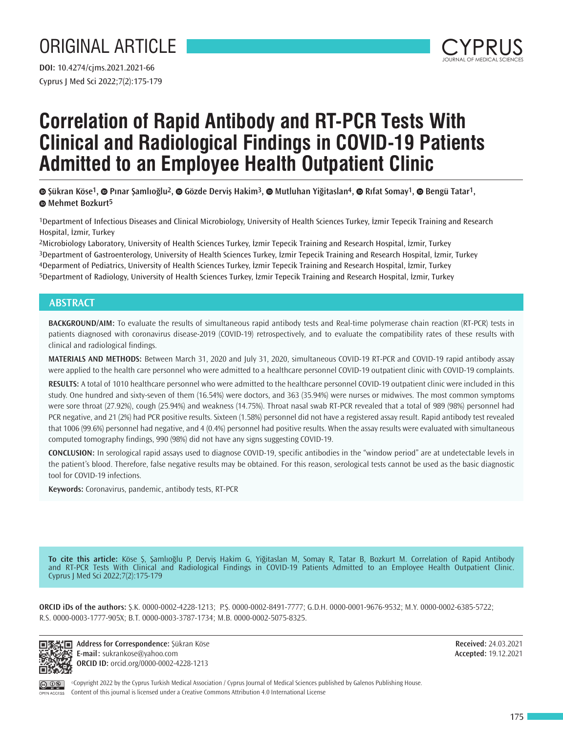ORIGINAL ARTICLE

**DOI:** 10.4274/cjms.2021.2021-66

# Correlation of Rapid Antibody and RT-PCR Tests With Clinical and Radiological Findings in COVID-19 Patients Admitted to an Employee Health Outpatient Clinic

**Şükran Köse[1], Pınar Şamlıoğlu[2], Gözde Derviş Hakim[3], Mutluhan Yiğitaslan[4], Rıfat Somay[1], Bengü Tatar[1], Mehmet Bozkurt[5]**

[1]Department of Infectious Diseases and Clinical Microbiology, University of Health Sciences Turkey, İzmir Tepecik Training and Research Hospital, İzmir, Turkey

[2]Microbiology Laboratory, University of Health Sciences Turkey, İzmir Tepecik Training and Research Hospital, İzmir, Turkey

[3]Department of Gastroenterology, University of Health Sciences Turkey, İzmir Tepecik Training and Research Hospital, İzmir, Turkey

[4]Deparment of Pediatrics, University of Health Sciences Turkey, İzmir Tepecik Training and Research Hospital, İzmir, Turkey

[5]Department of Radiology, University of Health Sciences Turkey, İzmir Tepecik Training and Research Hospital, İzmir, Turkey

## ABSTRACT

**BACKGROUND/AIM:** To evaluate the results of simultaneous rapid antibody tests and Real-time polymerase chain reaction (RT-PCR) tests in patients diagnosed with coronavirus disease-2019 (COVID-19) retrospectively, and to evaluate the compatibility rates of these results with clinical and radiological findings.

**MATERIALS AND METHODS:** Between March 31, 2020 and July 31, 2020, simultaneous COVID-19 RT-PCR and COVID-19 rapid antibody assay were applied to the health care personnel who were admitted to a healthcare personnel COVID-19 outpatient clinic with COVID-19 complaints.

**RESULTS:** A total of 1010 healthcare personnel who were admitted to the healthcare personnel COVID-19 outpatient clinic were included in this study. One hundred and sixty-seven of them (16.54%) were doctors, and 363 (35.94%) were nurses or midwives. The most common symptoms were sore throat (27.92%), cough (25.94%) and weakness (14.75%). Throat nasal swab RT-PCR revealed that a total of 989 (98%) personnel had PCR negative, and 21 (2%) had PCR positive results. Sixteen (1.58%) personnel did not have a registered assay result. Rapid antibody test revealed that 1006 (99.6%) personnel had negative, and 4 (0.4%) personnel had positive results. When the assay results were evaluated with simultaneous computed tomography findings, 990 (98%) did not have any signs suggesting COVID-19.

**CONCLUSION:** In serological rapid assays used to diagnose COVID-19, specific antibodies in the "window period" are at undetectable levels in the patient's blood. Therefore, false negative results may be obtained. For this reason, serological tests cannot be used as the basic diagnostic tool for COVID-19 infections.

**Keywords:** Coronavirus, pandemic, antibody tests, RT-PCR

**To cite this article:** Köse Ş, Şamlıoğlu P, Derviş Hakim G, Yiğitaslan M, Somay R, Tatar B, Bozkurt M. Correlation of Rapid Antibody and RT-PCR Tests With Clinical and Radiological Findings in COVID-19 Patients Admitted to an Employee Health Outpatient Clinic. Cyprus J Med Sci 2022;7(2):175-179

**ORCID iDs of the authors:** Ş.K. 0000-0002-4228-1213; P.Ş. 0000-0002-8491-7777; G.D.H. 0000-0001-9676-9532; M.Y. 0000-0002-6385-5722; R.S. 0000-0003-1777-905X; B.T. 0000-0003-3787-1734; M.B. 0000-0002-5075-8325.

**Address for Correspondence:** Şükran Köse
**E-mail:** sukrankose@yahoo.com
**ORCID ID:** orcid.org/0000-0002-4228-1213

**Received:** 24.03.2021
**Accepted:** 19.12.2021

©Copyright 2022 by the Cyprus Turkish Medical Association / Cyprus Journal of Medical Sciences published by Galenos Publishing House.
Content of this journal is licensed under a Creative Commons Attribution 4.0 International License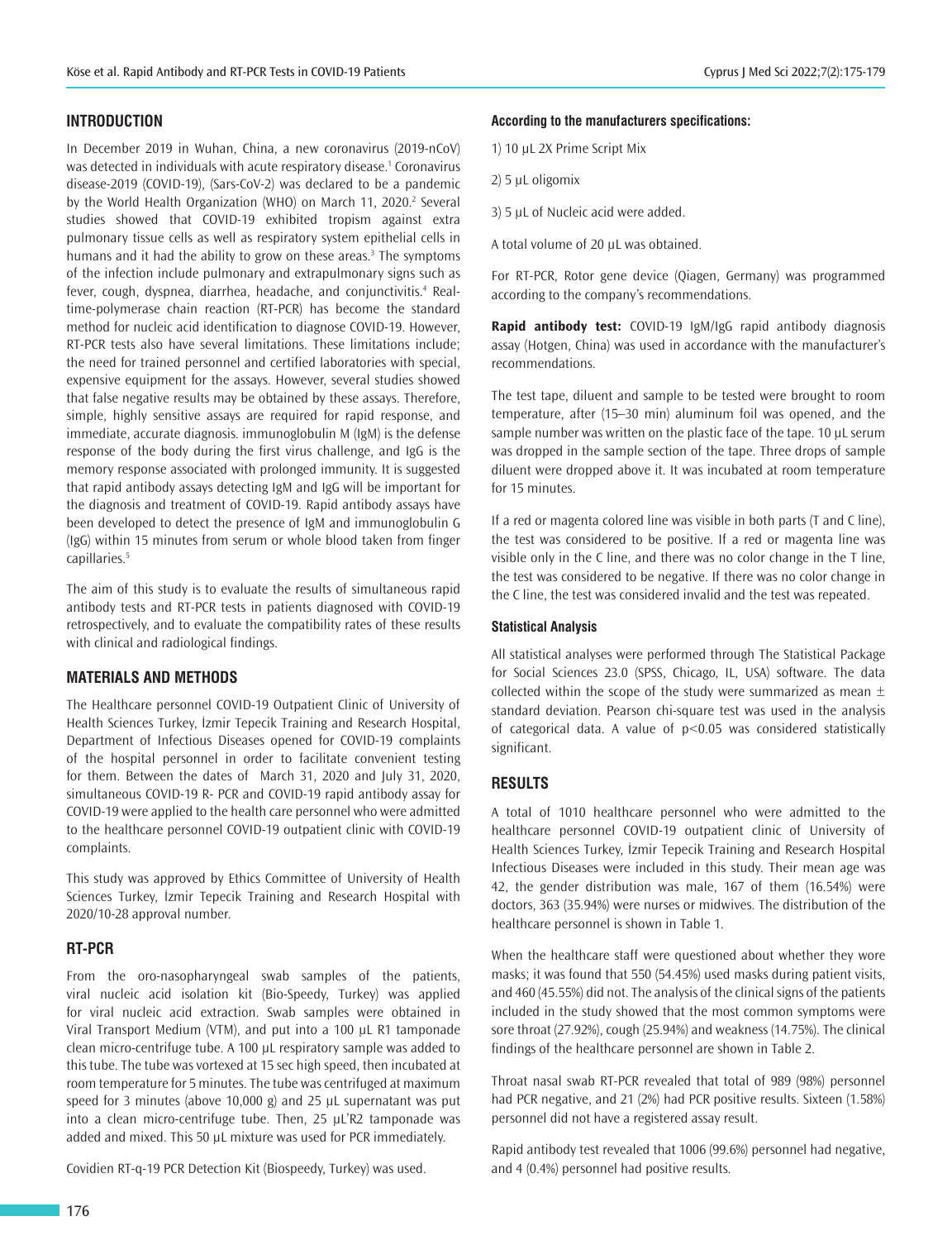## INTRODUCTION

In December 2019 in Wuhan, China, a new coronavirus (2019-nCoV) was detected in individuals with acute respiratory disease.[1] Coronavirus disease-2019 (COVID-19), (Sars-CoV-2) was declared to be a pandemic by the World Health Organization (WHO) on March 11, 2020.[2] Several studies showed that COVID-19 exhibited tropism against extra pulmonary tissue cells as well as respiratory system epithelial cells in humans and it had the ability to grow on these areas.[3] The symptoms of the infection include pulmonary and extrapulmonary signs such as fever, cough, dyspnea, diarrhea, headache, and conjunctivitis.[4] Real-time-polymerase chain reaction (RT-PCR) has become the standard method for nucleic acid identification to diagnose COVID-19. However, RT-PCR tests also have several limitations. These limitations include; the need for trained personnel and certified laboratories with special, expensive equipment for the assays. However, several studies showed that false negative results may be obtained by these assays. Therefore, simple, highly sensitive assays are required for rapid response, and immediate, accurate diagnosis. immunoglobulin M (IgM) is the defense response of the body during the first virus challenge, and IgG is the memory response associated with prolonged immunity. It is suggested that rapid antibody assays detecting IgM and IgG will be important for the diagnosis and treatment of COVID-19. Rapid antibody assays have been developed to detect the presence of IgM and immunoglobulin G (IgG) within 15 minutes from serum or whole blood taken from finger capillaries.[5]

The aim of this study is to evaluate the results of simultaneous rapid antibody tests and RT-PCR tests in patients diagnosed with COVID-19 retrospectively, and to evaluate the compatibility rates of these results with clinical and radiological findings.

## MATERIALS AND METHODS

The Healthcare personnel COVID-19 Outpatient Clinic of University of Health Sciences Turkey, İzmir Tepecik Training and Research Hospital, Department of Infectious Diseases opened for COVID-19 complaints of the hospital personnel in order to facilitate convenient testing for them. Between the dates of March 31, 2020 and July 31, 2020, simultaneous COVID-19 R- PCR and COVID-19 rapid antibody assay for COVID-19 were applied to the health care personnel who were admitted to the healthcare personnel COVID-19 outpatient clinic with COVID-19 complaints.

This study was approved by Ethics Committee of University of Health Sciences Turkey, İzmir Tepecik Training and Research Hospital with 2020/10-28 approval number.

## RT-PCR

From the oro-nasopharyngeal swab samples of the patients, viral nucleic acid isolation kit (Bio-Speedy, Turkey) was applied for viral nucleic acid extraction. Swab samples were obtained in Viral Transport Medium (VTM), and put into a 100 µL R1 tamponade clean micro-centrifuge tube. A 100 µL respiratory sample was added to this tube. The tube was vortexed at 15 sec high speed, then incubated at room temperature for 5 minutes. The tube was centrifuged at maximum speed for 3 minutes (above 10,000 g) and 25 µL supernatant was put into a clean micro-centrifuge tube. Then, 25 µL'R2 tamponade was added and mixed. This 50 µL mixture was used for PCR immediately.

Covidien RT-q-19 PCR Detection Kit (Biospeedy, Turkey) was used.

**According to the manufacturers specifications:**

1) 10 µL 2X Prime Script Mix

2) 5 µL oligomix

3) 5 µL of Nucleic acid were added.

A total volume of 20 µL was obtained.

For RT-PCR, Rotor gene device (Qiagen, Germany) was programmed according to the company's recommendations.

**Rapid antibody test:** COVID-19 IgM/IgG rapid antibody diagnosis assay (Hotgen, China) was used in accordance with the manufacturer's recommendations.

The test tape, diluent and sample to be tested were brought to room temperature, after (15–30 min) aluminum foil was opened, and the sample number was written on the plastic face of the tape. 10 µL serum was dropped in the sample section of the tape. Three drops of sample diluent were dropped above it. It was incubated at room temperature for 15 minutes.

If a red or magenta colored line was visible in both parts (T and C line), the test was considered to be positive. If a red or magenta line was visible only in the C line, and there was no color change in the T line, the test was considered to be negative. If there was no color change in the C line, the test was considered invalid and the test was repeated.

### Statistical Analysis

All statistical analyses were performed through The Statistical Package for Social Sciences 23.0 (SPSS, Chicago, IL, USA) software. The data collected within the scope of the study were summarized as mean ± standard deviation. Pearson chi-square test was used in the analysis of categorical data. A value of $p<0.05$ was considered statistically significant.

## RESULTS

A total of 1010 healthcare personnel who were admitted to the healthcare personnel COVID-19 outpatient clinic of University of Health Sciences Turkey, İzmir Tepecik Training and Research Hospital Infectious Diseases were included in this study. Their mean age was 42, the gender distribution was male, 167 of them (16.54%) were doctors, 363 (35.94%) were nurses or midwives. The distribution of the healthcare personnel is shown in Table 1.

When the healthcare staff were questioned about whether they wore masks; it was found that 550 (54.45%) used masks during patient visits, and 460 (45.55%) did not. The analysis of the clinical signs of the patients included in the study showed that the most common symptoms were sore throat (27.92%), cough (25.94%) and weakness (14.75%). The clinical findings of the healthcare personnel are shown in Table 2.

Throat nasal swab RT-PCR revealed that total of 989 (98%) personnel had PCR negative, and 21 (2%) had PCR positive results. Sixteen (1.58%) personnel did not have a registered assay result.

Rapid antibody test revealed that 1006 (99.6%) personnel had negative, and 4 (0.4%) personnel had positive results.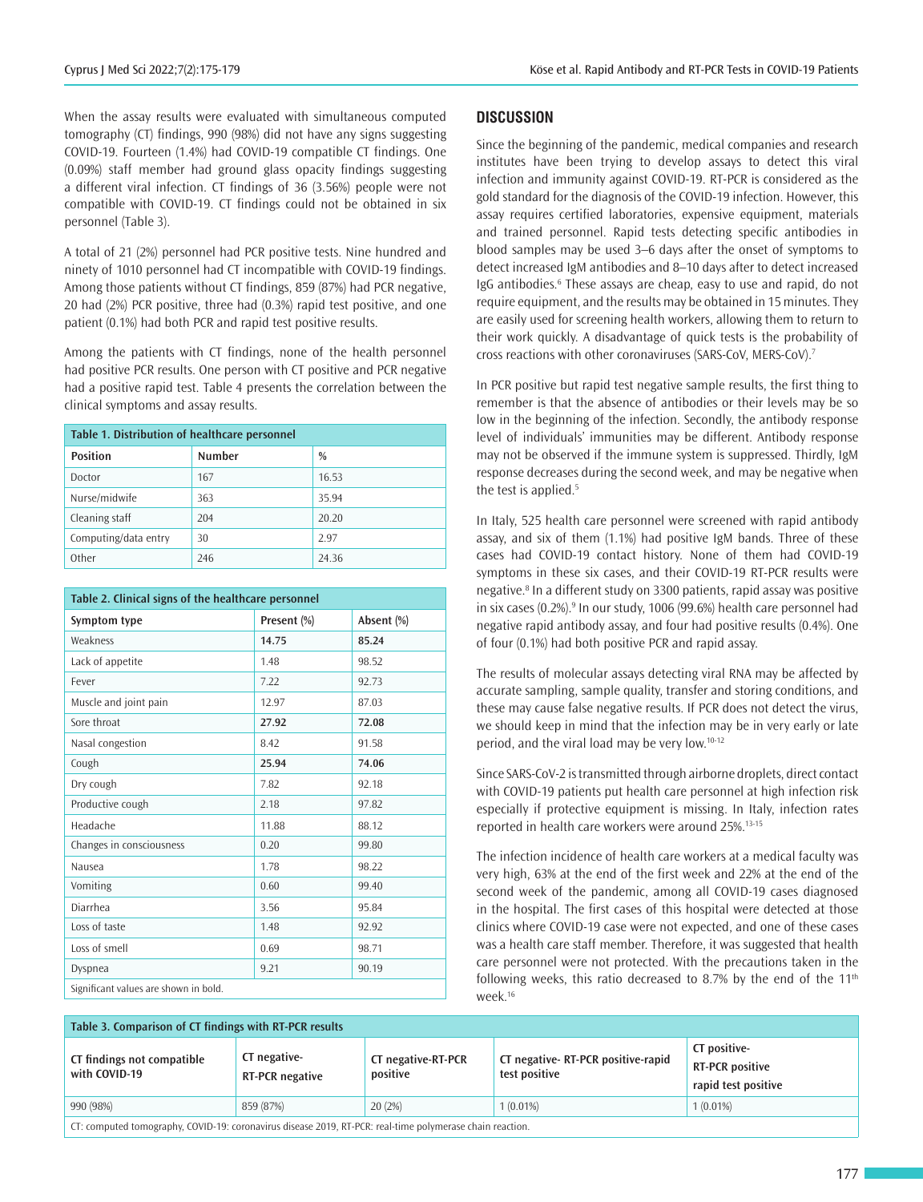When the assay results were evaluated with simultaneous computed tomography (CT) findings, 990 (98%) did not have any signs suggesting COVID-19. Fourteen (1.4%) had COVID-19 compatible CT findings. One (0.09%) staff member had ground glass opacity findings suggesting a different viral infection. CT findings of 36 (3.56%) people were not compatible with COVID-19. CT findings could not be obtained in six personnel (Table 3).

A total of 21 (2%) personnel had PCR positive tests. Nine hundred and ninety of 1010 personnel had CT incompatible with COVID-19 findings. Among those patients without CT findings, 859 (87%) had PCR negative, 20 had (2%) PCR positive, three had (0.3%) rapid test positive, and one patient (0.1%) had both PCR and rapid test positive results.

Among the patients with CT findings, none of the health personnel had positive PCR results. One person with CT positive and PCR negative had a positive rapid test. Table 4 presents the correlation between the clinical symptoms and assay results.

**Table 1. Distribution of healthcare personnel**

| Position | Number | % |
|---|---|---|
| Doctor | 167 | 16.53 |
| Nurse/midwife | 363 | 35.94 |
| Cleaning staff | 204 | 20.20 |
| Computing/data entry | 30 | 2.97 |
| Other | 246 | 24.36 |

**Table 2. Clinical signs of the healthcare personnel**

| Symptom type | Present (%) | Absent (%) |
|---|---|---|
| Weakness | **14.75** | **85.24** |
| Lack of appetite | 1.48 | 98.52 |
| Fever | 7.22 | 92.73 |
| Muscle and joint pain | 12.97 | 87.03 |
| Sore throat | **27.92** | **72.08** |
| Nasal congestion | 8.42 | 91.58 |
| Cough | **25.94** | **74.06** |
| Dry cough | 7.82 | 92.18 |
| Productive cough | 2.18 | 97.82 |
| Headache | 11.88 | 88.12 |
| Changes in consciousness | 0.20 | 99.80 |
| Nausea | 1.78 | 98.22 |
| Vomiting | 0.60 | 99.40 |
| Diarrhea | 3.56 | 95.84 |
| Loss of taste | 1.48 | 92.92 |
| Loss of smell | 0.69 | 98.71 |
| Dyspnea | 9.21 | 90.19 |

Significant values are shown in bold.

## DISCUSSION

Since the beginning of the pandemic, medical companies and research institutes have been trying to develop assays to detect this viral infection and immunity against COVID-19. RT-PCR is considered as the gold standard for the diagnosis of the COVID-19 infection. However, this assay requires certified laboratories, expensive equipment, materials and trained personnel. Rapid tests detecting specific antibodies in blood samples may be used 3–6 days after the onset of symptoms to detect increased IgM antibodies and 8–10 days after to detect increased IgG antibodies.[6] These assays are cheap, easy to use and rapid, do not require equipment, and the results may be obtained in 15 minutes. They are easily used for screening health workers, allowing them to return to their work quickly. A disadvantage of quick tests is the probability of cross reactions with other coronaviruses (SARS-CoV, MERS-CoV).[7]

In PCR positive but rapid test negative sample results, the first thing to remember is that the absence of antibodies or their levels may be so low in the beginning of the infection. Secondly, the antibody response level of individuals' immunities may be different. Antibody response may not be observed if the immune system is suppressed. Thirdly, IgM response decreases during the second week, and may be negative when the test is applied.[5]

In Italy, 525 health care personnel were screened with rapid antibody assay, and six of them (1.1%) had positive IgM bands. Three of these cases had COVID-19 contact history. None of them had COVID-19 symptoms in these six cases, and their COVID-19 RT-PCR results were negative.[8] In a different study on 3300 patients, rapid assay was positive in six cases (0.2%).[9] In our study, 1006 (99.6%) health care personnel had negative rapid antibody assay, and four had positive results (0.4%). One of four (0.1%) had both positive PCR and rapid assay.

The results of molecular assays detecting viral RNA may be affected by accurate sampling, sample quality, transfer and storing conditions, and these may cause false negative results. If PCR does not detect the virus, we should keep in mind that the infection may be in very early or late period, and the viral load may be very low.[10-12]

Since SARS-CoV-2 is transmitted through airborne droplets, direct contact with COVID-19 patients put health care personnel at high infection risk especially if protective equipment is missing. In Italy, infection rates reported in health care workers were around 25%.[13-15]

The infection incidence of health care workers at a medical faculty was very high, 63% at the end of the first week and 22% at the end of the second week of the pandemic, among all COVID-19 cases diagnosed in the hospital. The first cases of this hospital were detected at those clinics where COVID-19 case were not expected, and one of these cases was a health care staff member. Therefore, it was suggested that health care personnel were not protected. With the precautions taken in the following weeks, this ratio decreased to 8.7% by the end of the 11th week.[16]

**Table 3. Comparison of CT findings with RT-PCR results**

| CT findings not compatible with COVID-19 | CT negative-RT-PCR negative | CT negative-RT-PCR positive | CT negative- RT-PCR positive-rapid test positive | CT positive-RT-PCR positive rapid test positive |
|---|---|---|---|---|
| 990 (98%) | 859 (87%) | 20 (2%) | 1 (0.01%) | 1 (0.01%) |

CT: computed tomography, COVID-19: coronavirus disease 2019, RT-PCR: real-time polymerase chain reaction.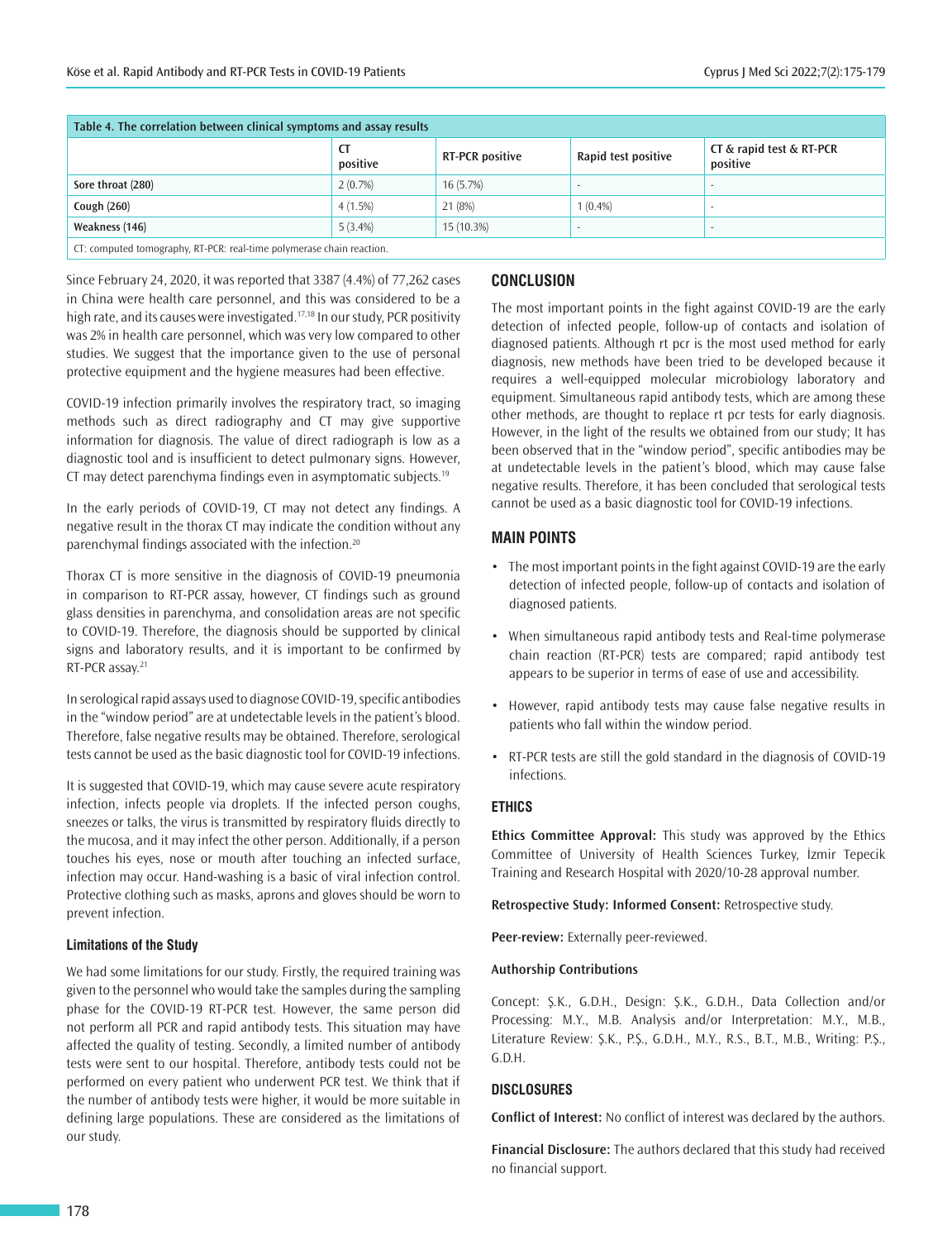**Table 4. The correlation between clinical symptoms and assay results**

| | CT positive | RT-PCR positive | Rapid test positive | CT & rapid test & RT-PCR positive |
|---|---|---|---|---|
| **Sore throat (280)** | 2 (0.7%) | 16 (5.7%) | - | - |
| **Cough (260)** | 4 (1.5%) | 21 (8%) | 1 (0.4%) | - |
| **Weakness (146)** | 5 (3.4%) | 15 (10.3%) | - | - |

CT: computed tomography, RT-PCR: real-time polymerase chain reaction.

Since February 24, 2020, it was reported that 3387 (4.4%) of 77,262 cases in China were health care personnel, and this was considered to be a high rate, and its causes were investigated.[17,18] In our study, PCR positivity was 2% in health care personnel, which was very low compared to other studies. We suggest that the importance given to the use of personal protective equipment and the hygiene measures had been effective.

COVID-19 infection primarily involves the respiratory tract, so imaging methods such as direct radiography and CT may give supportive information for diagnosis. The value of direct radiograph is low as a diagnostic tool and is insufficient to detect pulmonary signs. However, CT may detect parenchyma findings even in asymptomatic subjects.[19]

In the early periods of COVID-19, CT may not detect any findings. A negative result in the thorax CT may indicate the condition without any parenchymal findings associated with the infection.[20]

Thorax CT is more sensitive in the diagnosis of COVID-19 pneumonia in comparison to RT-PCR assay, however, CT findings such as ground glass densities in parenchyma, and consolidation areas are not specific to COVID-19. Therefore, the diagnosis should be supported by clinical signs and laboratory results, and it is important to be confirmed by RT-PCR assay.[21]

In serological rapid assays used to diagnose COVID-19, specific antibodies in the "window period" are at undetectable levels in the patient's blood. Therefore, false negative results may be obtained. Therefore, serological tests cannot be used as the basic diagnostic tool for COVID-19 infections.

It is suggested that COVID-19, which may cause severe acute respiratory infection, infects people via droplets. If the infected person coughs, sneezes or talks, the virus is transmitted by respiratory fluids directly to the mucosa, and it may infect the other person. Additionally, if a person touches his eyes, nose or mouth after touching an infected surface, infection may occur. Hand-washing is a basic of viral infection control. Protective clothing such as masks, aprons and gloves should be worn to prevent infection.

### Limitations of the Study

We had some limitations for our study. Firstly, the required training was given to the personnel who would take the samples during the sampling phase for the COVID-19 RT-PCR test. However, the same person did not perform all PCR and rapid antibody tests. This situation may have affected the quality of testing. Secondly, a limited number of antibody tests were sent to our hospital. Therefore, antibody tests could not be performed on every patient who underwent PCR test. We think that if the number of antibody tests were higher, it would be more suitable in defining large populations. These are considered as the limitations of our study.

## CONCLUSION

The most important points in the fight against COVID-19 are the early detection of infected people, follow-up of contacts and isolation of diagnosed patients. Although rt pcr is the most used method for early diagnosis, new methods have been tried to be developed because it requires a well-equipped molecular microbiology laboratory and equipment. Simultaneous rapid antibody tests, which are among these other methods, are thought to replace rt pcr tests for early diagnosis. However, in the light of the results we obtained from our study; It has been observed that in the "window period", specific antibodies may be at undetectable levels in the patient's blood, which may cause false negative results. Therefore, it has been concluded that serological tests cannot be used as a basic diagnostic tool for COVID-19 infections.

## MAIN POINTS

- The most important points in the fight against COVID-19 are the early detection of infected people, follow-up of contacts and isolation of diagnosed patients.
- When simultaneous rapid antibody tests and Real-time polymerase chain reaction (RT-PCR) tests are compared; rapid antibody test appears to be superior in terms of ease of use and accessibility.
- However, rapid antibody tests may cause false negative results in patients who fall within the window period.
- RT-PCR tests are still the gold standard in the diagnosis of COVID-19 infections.

## ETHICS

**Ethics Committee Approval:** This study was approved by the Ethics Committee of University of Health Sciences Turkey, İzmir Tepecik Training and Research Hospital with 2020/10-28 approval number.

**Retrospective Study: Informed Consent:** Retrospective study.

**Peer-review:** Externally peer-reviewed.

**Authorship Contributions**

Concept: Ş.K., G.D.H., Design: Ş.K., G.D.H., Data Collection and/or Processing: M.Y., M.B. Analysis and/or Interpretation: M.Y., M.B., Literature Review: Ş.K., P.Ş., G.D.H., M.Y., R.S., B.T., M.B., Writing: P.Ş., G.D.H.

## DISCLOSURES

**Conflict of Interest:** No conflict of interest was declared by the authors.

**Financial Disclosure:** The authors declared that this study had received no financial support.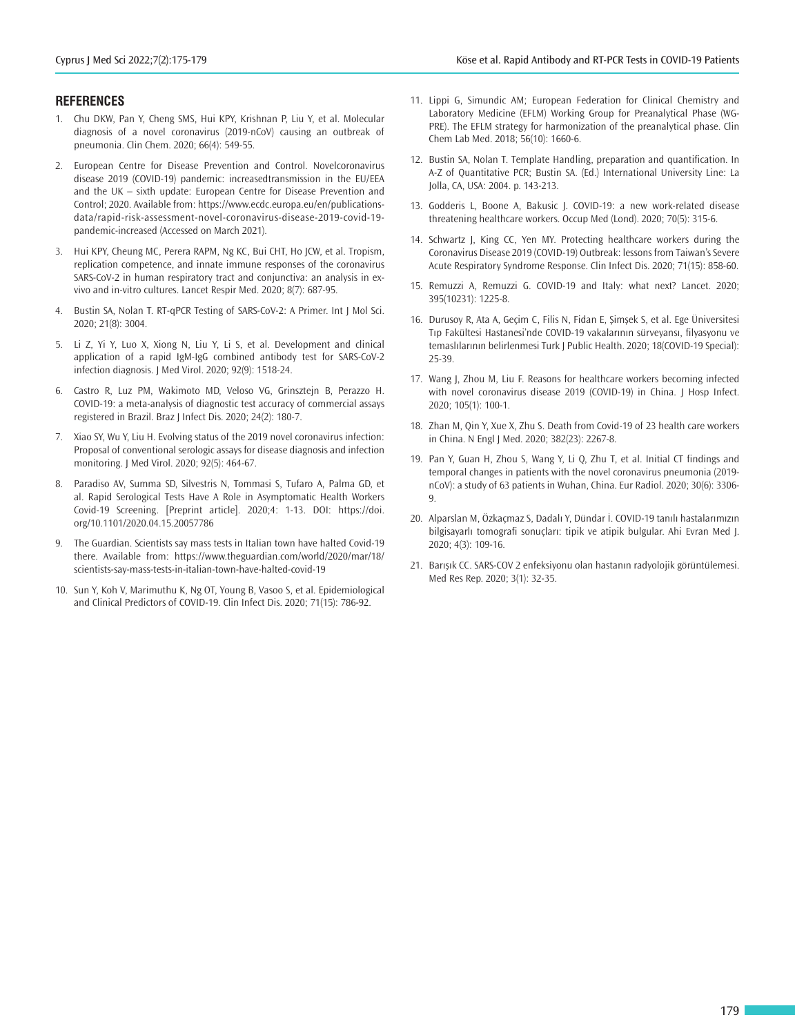## REFERENCES

1. Chu DKW, Pan Y, Cheng SMS, Hui KPY, Krishnan P, Liu Y, et al. Molecular diagnosis of a novel coronavirus (2019-nCoV) causing an outbreak of pneumonia. Clin Chem. 2020; 66(4): 549-55.

2. European Centre for Disease Prevention and Control. Novelcoronavirus disease 2019 (COVID-19) pandemic: increasedtransmission in the EU/EEA and the UK – sixth update: European Centre for Disease Prevention and Control; 2020. Available from: https://www.ecdc.europa.eu/en/publications-data/rapid-risk-assessment-novel-coronavirus-disease-2019-covid-19-pandemic-increased (Accessed on March 2021).

3. Hui KPY, Cheung MC, Perera RAPM, Ng KC, Bui CHT, Ho JCW, et al. Tropism, replication competence, and innate immune responses of the coronavirus SARS-CoV-2 in human respiratory tract and conjunctiva: an analysis in ex-vivo and in-vitro cultures. Lancet Respir Med. 2020; 8(7): 687-95.

4. Bustin SA, Nolan T. RT-qPCR Testing of SARS-CoV-2: A Primer. Int J Mol Sci. 2020; 21(8): 3004.

5. Li Z, Yi Y, Luo X, Xiong N, Liu Y, Li S, et al. Development and clinical application of a rapid IgM-IgG combined antibody test for SARS-CoV-2 infection diagnosis. J Med Virol. 2020; 92(9): 1518-24.

6. Castro R, Luz PM, Wakimoto MD, Veloso VG, Grinsztejn B, Perazzo H. COVID-19: a meta-analysis of diagnostic test accuracy of commercial assays registered in Brazil. Braz J Infect Dis. 2020; 24(2): 180-7.

7. Xiao SY, Wu Y, Liu H. Evolving status of the 2019 novel coronavirus infection: Proposal of conventional serologic assays for disease diagnosis and infection monitoring. J Med Virol. 2020; 92(5): 464-67.

8. Paradiso AV, Summa SD, Silvestris N, Tommasi S, Tufaro A, Palma GD, et al. Rapid Serological Tests Have A Role in Asymptomatic Health Workers Covid-19 Screening. [Preprint article]. 2020;4: 1-13. DOI: https://doi.org/10.1101/2020.04.15.20057786

9. The Guardian. Scientists say mass tests in Italian town have halted Covid-19 there. Available from: https://www.theguardian.com/world/2020/mar/18/scientists-say-mass-tests-in-italian-town-have-halted-covid-19

10. Sun Y, Koh V, Marimuthu K, Ng OT, Young B, Vasoo S, et al. Epidemiological and Clinical Predictors of COVID-19. Clin Infect Dis. 2020; 71(15): 786-92.

11. Lippi G, Simundic AM; European Federation for Clinical Chemistry and Laboratory Medicine (EFLM) Working Group for Preanalytical Phase (WG-PRE). The EFLM strategy for harmonization of the preanalytical phase. Clin Chem Lab Med. 2018; 56(10): 1660-6.

12. Bustin SA, Nolan T. Template Handling, preparation and quantification. In A-Z of Quantitative PCR; Bustin SA. (Ed.) International University Line: La Jolla, CA, USA: 2004. p. 143-213.

13. Godderis L, Boone A, Bakusic J. COVID-19: a new work-related disease threatening healthcare workers. Occup Med (Lond). 2020; 70(5): 315-6.

14. Schwartz J, King CC, Yen MY. Protecting healthcare workers during the Coronavirus Disease 2019 (COVID-19) Outbreak: lessons from Taiwan's Severe Acute Respiratory Syndrome Response. Clin Infect Dis. 2020; 71(15): 858-60.

15. Remuzzi A, Remuzzi G. COVID-19 and Italy: what next? Lancet. 2020; 395(10231): 1225-8.

16. Durusoy R, Ata A, Geçim C, Filis N, Fidan E, Şimşek S, et al. Ege Üniversitesi Tıp Fakültesi Hastanesi'nde COVID-19 vakalarının sürveyansı, filyasyonu ve temaslılarının belirlenmesi Turk J Public Health. 2020; 18(COVID-19 Special): 25-39.

17. Wang J, Zhou M, Liu F. Reasons for healthcare workers becoming infected with novel coronavirus disease 2019 (COVID-19) in China. J Hosp Infect. 2020; 105(1): 100-1.

18. Zhan M, Qin Y, Xue X, Zhu S. Death from Covid-19 of 23 health care workers in China. N Engl J Med. 2020; 382(23): 2267-8.

19. Pan Y, Guan H, Zhou S, Wang Y, Li Q, Zhu T, et al. Initial CT findings and temporal changes in patients with the novel coronavirus pneumonia (2019-nCoV): a study of 63 patients in Wuhan, China. Eur Radiol. 2020; 30(6): 3306-9.

20. Alparslan M, Özkaçmaz S, Dadalı Y, Dündar İ. COVID-19 tanılı hastalarımızın bilgisayarlı tomografi sonuçları: tipik ve atipik bulgular. Ahi Evran Med J. 2020; 4(3): 109-16.

21. Barışık CC. SARS-COV 2 enfeksiyonu olan hastanın radyolojik görüntülemesi. Med Res Rep. 2020; 3(1): 32-35.